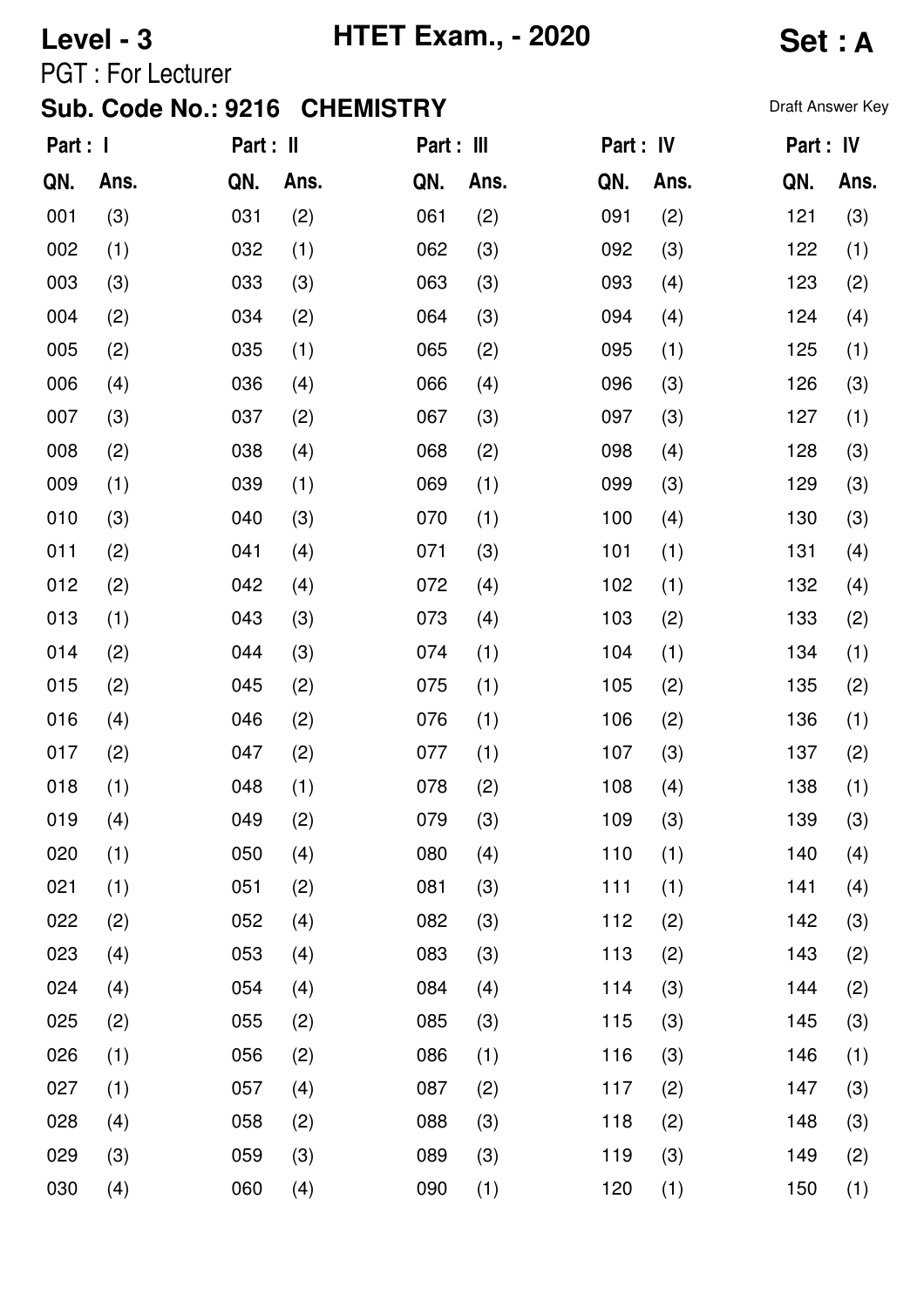# Level - 3 HTET Exam., - 2020 Set : A

PGT : For Lecturer

**Sub. Code No.: 9216 CHEMISTRY**

Draft Answer Key

| Part : I | | Part : II | | Part : III | | Part : IV | | Part : IV | |
|---|---|---|---|---|---|---|---|---|---|
| QN. | Ans. | QN. | Ans. | QN. | Ans. | QN. | Ans. | QN. | Ans. |
| 001 | (3) | 031 | (2) | 061 | (2) | 091 | (2) | 121 | (3) |
| 002 | (1) | 032 | (1) | 062 | (3) | 092 | (3) | 122 | (1) |
| 003 | (3) | 033 | (3) | 063 | (3) | 093 | (4) | 123 | (2) |
| 004 | (2) | 034 | (2) | 064 | (3) | 094 | (4) | 124 | (4) |
| 005 | (2) | 035 | (1) | 065 | (2) | 095 | (1) | 125 | (1) |
| 006 | (4) | 036 | (4) | 066 | (4) | 096 | (3) | 126 | (3) |
| 007 | (3) | 037 | (2) | 067 | (3) | 097 | (3) | 127 | (1) |
| 008 | (2) | 038 | (4) | 068 | (2) | 098 | (4) | 128 | (3) |
| 009 | (1) | 039 | (1) | 069 | (1) | 099 | (3) | 129 | (3) |
| 010 | (3) | 040 | (3) | 070 | (1) | 100 | (4) | 130 | (3) |
| 011 | (2) | 041 | (4) | 071 | (3) | 101 | (1) | 131 | (4) |
| 012 | (2) | 042 | (4) | 072 | (4) | 102 | (1) | 132 | (4) |
| 013 | (1) | 043 | (3) | 073 | (4) | 103 | (2) | 133 | (2) |
| 014 | (2) | 044 | (3) | 074 | (1) | 104 | (1) | 134 | (1) |
| 015 | (2) | 045 | (2) | 075 | (1) | 105 | (2) | 135 | (2) |
| 016 | (4) | 046 | (2) | 076 | (1) | 106 | (2) | 136 | (1) |
| 017 | (2) | 047 | (2) | 077 | (1) | 107 | (3) | 137 | (2) |
| 018 | (1) | 048 | (1) | 078 | (2) | 108 | (4) | 138 | (1) |
| 019 | (4) | 049 | (2) | 079 | (3) | 109 | (3) | 139 | (3) |
| 020 | (1) | 050 | (4) | 080 | (4) | 110 | (1) | 140 | (4) |
| 021 | (1) | 051 | (2) | 081 | (3) | 111 | (1) | 141 | (4) |
| 022 | (2) | 052 | (4) | 082 | (3) | 112 | (2) | 142 | (3) |
| 023 | (4) | 053 | (4) | 083 | (3) | 113 | (2) | 143 | (2) |
| 024 | (4) | 054 | (4) | 084 | (4) | 114 | (3) | 144 | (2) |
| 025 | (2) | 055 | (2) | 085 | (3) | 115 | (3) | 145 | (3) |
| 026 | (1) | 056 | (2) | 086 | (1) | 116 | (3) | 146 | (1) |
| 027 | (1) | 057 | (4) | 087 | (2) | 117 | (2) | 147 | (3) |
| 028 | (4) | 058 | (2) | 088 | (3) | 118 | (2) | 148 | (3) |
| 029 | (3) | 059 | (3) | 089 | (3) | 119 | (3) | 149 | (2) |
| 030 | (4) | 060 | (4) | 090 | (1) | 120 | (1) | 150 | (1) |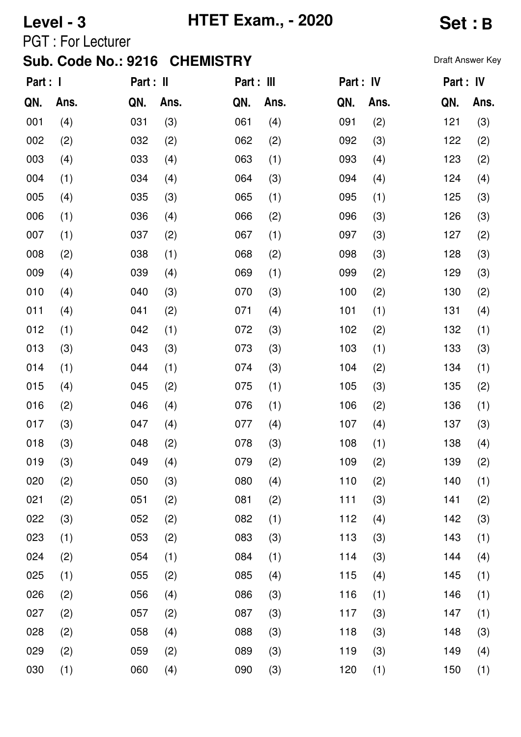**Level - 3** **HTET Exam., - 2020** **Set : B**

PGT : For Lecturer

**Sub. Code No.: 9216 CHEMISTRY**

Draft Answer Key

| Part : I | | Part : II | | Part : III | | Part : IV | | Part : IV | |
|---|---|---|---|---|---|---|---|---|---|
| **QN.** | **Ans.** | **QN.** | **Ans.** | **QN.** | **Ans.** | **QN.** | **Ans.** | **QN.** | **Ans.** |
| 001 | (4) | 031 | (3) | 061 | (4) | 091 | (2) | 121 | (3) |
| 002 | (2) | 032 | (2) | 062 | (2) | 092 | (3) | 122 | (2) |
| 003 | (4) | 033 | (4) | 063 | (1) | 093 | (4) | 123 | (2) |
| 004 | (1) | 034 | (4) | 064 | (3) | 094 | (4) | 124 | (4) |
| 005 | (4) | 035 | (3) | 065 | (1) | 095 | (1) | 125 | (3) |
| 006 | (1) | 036 | (4) | 066 | (2) | 096 | (3) | 126 | (3) |
| 007 | (1) | 037 | (2) | 067 | (1) | 097 | (3) | 127 | (2) |
| 008 | (2) | 038 | (1) | 068 | (2) | 098 | (3) | 128 | (3) |
| 009 | (4) | 039 | (4) | 069 | (1) | 099 | (2) | 129 | (3) |
| 010 | (4) | 040 | (3) | 070 | (3) | 100 | (2) | 130 | (2) |
| 011 | (4) | 041 | (2) | 071 | (4) | 101 | (1) | 131 | (4) |
| 012 | (1) | 042 | (1) | 072 | (3) | 102 | (2) | 132 | (1) |
| 013 | (3) | 043 | (3) | 073 | (3) | 103 | (1) | 133 | (3) |
| 014 | (1) | 044 | (1) | 074 | (3) | 104 | (2) | 134 | (1) |
| 015 | (4) | 045 | (2) | 075 | (1) | 105 | (3) | 135 | (2) |
| 016 | (2) | 046 | (4) | 076 | (1) | 106 | (2) | 136 | (1) |
| 017 | (3) | 047 | (4) | 077 | (4) | 107 | (4) | 137 | (3) |
| 018 | (3) | 048 | (2) | 078 | (3) | 108 | (1) | 138 | (4) |
| 019 | (3) | 049 | (4) | 079 | (2) | 109 | (2) | 139 | (2) |
| 020 | (2) | 050 | (3) | 080 | (4) | 110 | (2) | 140 | (1) |
| 021 | (2) | 051 | (2) | 081 | (2) | 111 | (3) | 141 | (2) |
| 022 | (3) | 052 | (2) | 082 | (1) | 112 | (4) | 142 | (3) |
| 023 | (1) | 053 | (2) | 083 | (3) | 113 | (3) | 143 | (1) |
| 024 | (2) | 054 | (1) | 084 | (1) | 114 | (3) | 144 | (4) |
| 025 | (1) | 055 | (2) | 085 | (4) | 115 | (4) | 145 | (1) |
| 026 | (2) | 056 | (4) | 086 | (3) | 116 | (1) | 146 | (1) |
| 027 | (2) | 057 | (2) | 087 | (3) | 117 | (3) | 147 | (1) |
| 028 | (2) | 058 | (4) | 088 | (3) | 118 | (3) | 148 | (3) |
| 029 | (2) | 059 | (2) | 089 | (3) | 119 | (3) | 149 | (4) |
| 030 | (1) | 060 | (4) | 090 | (3) | 120 | (1) | 150 | (1) |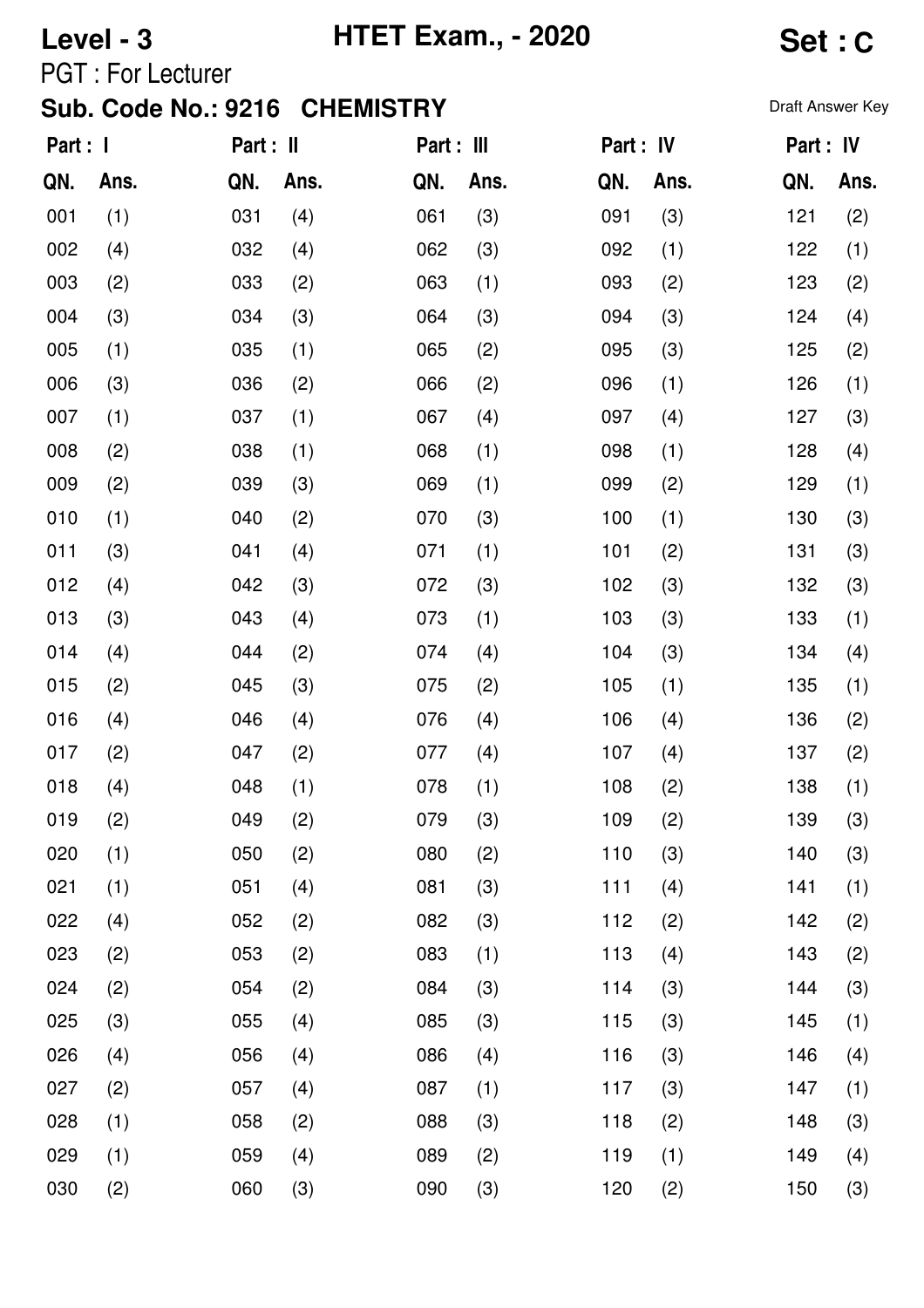**Level - 3** **HTET Exam., - 2020** **Set : C**

PGT : For Lecturer

**Sub. Code No.: 9216 CHEMISTRY**

Draft Answer Key

| Part : I | | Part : II | | Part : III | | Part : IV | | Part : IV | |
|---|---|---|---|---|---|---|---|---|---|
| QN. | Ans. | QN. | Ans. | QN. | Ans. | QN. | Ans. | QN. | Ans. |
| 001 | (1) | 031 | (4) | 061 | (3) | 091 | (3) | 121 | (2) |
| 002 | (4) | 032 | (4) | 062 | (3) | 092 | (1) | 122 | (1) |
| 003 | (2) | 033 | (2) | 063 | (1) | 093 | (2) | 123 | (2) |
| 004 | (3) | 034 | (3) | 064 | (3) | 094 | (3) | 124 | (4) |
| 005 | (1) | 035 | (1) | 065 | (2) | 095 | (3) | 125 | (2) |
| 006 | (3) | 036 | (2) | 066 | (2) | 096 | (1) | 126 | (1) |
| 007 | (1) | 037 | (1) | 067 | (4) | 097 | (4) | 127 | (3) |
| 008 | (2) | 038 | (1) | 068 | (1) | 098 | (1) | 128 | (4) |
| 009 | (2) | 039 | (3) | 069 | (1) | 099 | (2) | 129 | (1) |
| 010 | (1) | 040 | (2) | 070 | (3) | 100 | (1) | 130 | (3) |
| 011 | (3) | 041 | (4) | 071 | (1) | 101 | (2) | 131 | (3) |
| 012 | (4) | 042 | (3) | 072 | (3) | 102 | (3) | 132 | (3) |
| 013 | (3) | 043 | (4) | 073 | (1) | 103 | (3) | 133 | (1) |
| 014 | (4) | 044 | (2) | 074 | (4) | 104 | (3) | 134 | (4) |
| 015 | (2) | 045 | (3) | 075 | (2) | 105 | (1) | 135 | (1) |
| 016 | (4) | 046 | (4) | 076 | (4) | 106 | (4) | 136 | (2) |
| 017 | (2) | 047 | (2) | 077 | (4) | 107 | (4) | 137 | (2) |
| 018 | (4) | 048 | (1) | 078 | (1) | 108 | (2) | 138 | (1) |
| 019 | (2) | 049 | (2) | 079 | (3) | 109 | (2) | 139 | (3) |
| 020 | (1) | 050 | (2) | 080 | (2) | 110 | (3) | 140 | (3) |
| 021 | (1) | 051 | (4) | 081 | (3) | 111 | (4) | 141 | (1) |
| 022 | (4) | 052 | (2) | 082 | (3) | 112 | (2) | 142 | (2) |
| 023 | (2) | 053 | (2) | 083 | (1) | 113 | (4) | 143 | (2) |
| 024 | (2) | 054 | (2) | 084 | (3) | 114 | (3) | 144 | (3) |
| 025 | (3) | 055 | (4) | 085 | (3) | 115 | (3) | 145 | (1) |
| 026 | (4) | 056 | (4) | 086 | (4) | 116 | (3) | 146 | (4) |
| 027 | (2) | 057 | (4) | 087 | (1) | 117 | (3) | 147 | (1) |
| 028 | (1) | 058 | (2) | 088 | (3) | 118 | (2) | 148 | (3) |
| 029 | (1) | 059 | (4) | 089 | (2) | 119 | (1) | 149 | (4) |
| 030 | (2) | 060 | (3) | 090 | (3) | 120 | (2) | 150 | (3) |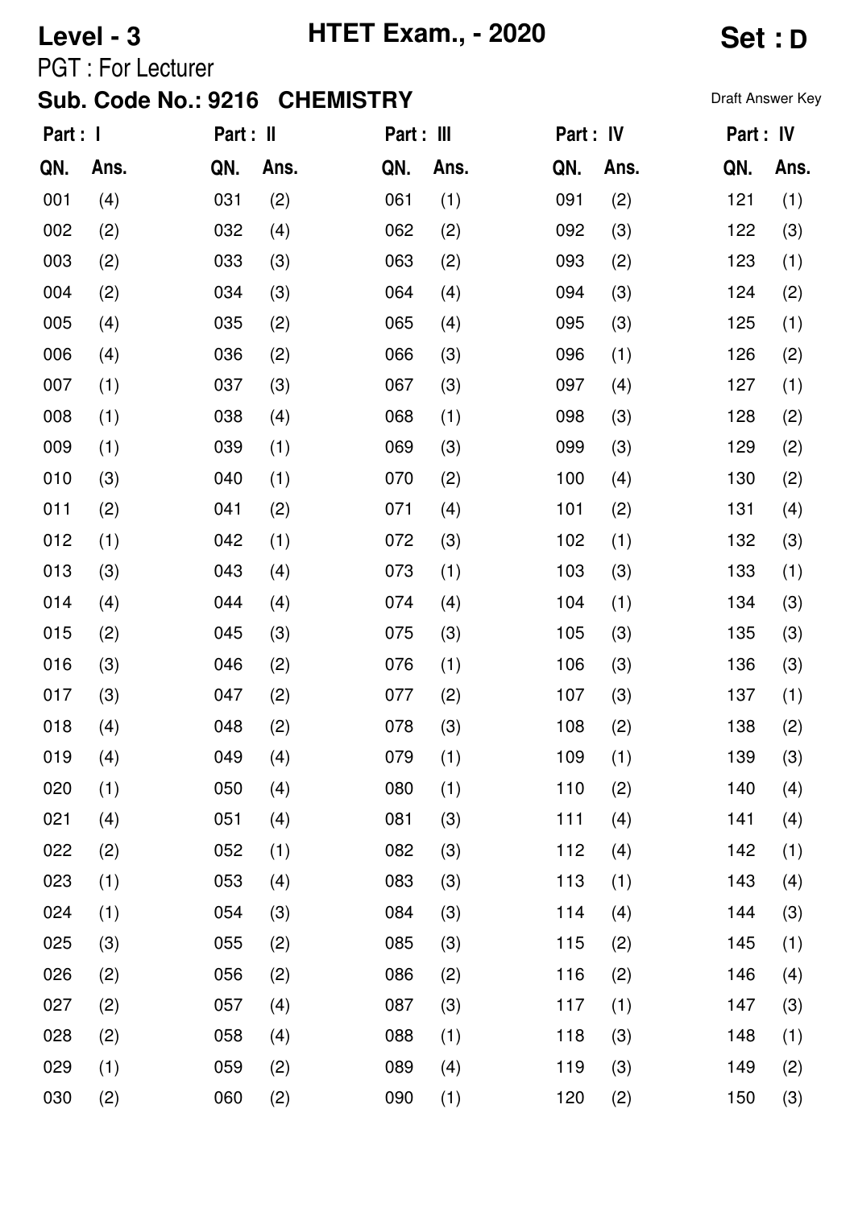**Level - 3** **HTET Exam., - 2020** **Set : D**

PGT : For Lecturer

**Sub. Code No.: 9216 CHEMISTRY** Draft Answer Key

| Part : I | | Part : II | | Part : III | | Part : IV | | Part : IV | |
|---|---|---|---|---|---|---|---|---|---|
| QN. | Ans. | QN. | Ans. | QN. | Ans. | QN. | Ans. | QN. | Ans. |
| 001 | (4) | 031 | (2) | 061 | (1) | 091 | (2) | 121 | (1) |
| 002 | (2) | 032 | (4) | 062 | (2) | 092 | (3) | 122 | (3) |
| 003 | (2) | 033 | (3) | 063 | (2) | 093 | (2) | 123 | (1) |
| 004 | (2) | 034 | (3) | 064 | (4) | 094 | (3) | 124 | (2) |
| 005 | (4) | 035 | (2) | 065 | (4) | 095 | (3) | 125 | (1) |
| 006 | (4) | 036 | (2) | 066 | (3) | 096 | (1) | 126 | (2) |
| 007 | (1) | 037 | (3) | 067 | (3) | 097 | (4) | 127 | (1) |
| 008 | (1) | 038 | (4) | 068 | (1) | 098 | (3) | 128 | (2) |
| 009 | (1) | 039 | (1) | 069 | (3) | 099 | (3) | 129 | (2) |
| 010 | (3) | 040 | (1) | 070 | (2) | 100 | (4) | 130 | (2) |
| 011 | (2) | 041 | (2) | 071 | (4) | 101 | (2) | 131 | (4) |
| 012 | (1) | 042 | (1) | 072 | (3) | 102 | (1) | 132 | (3) |
| 013 | (3) | 043 | (4) | 073 | (1) | 103 | (3) | 133 | (1) |
| 014 | (4) | 044 | (4) | 074 | (4) | 104 | (1) | 134 | (3) |
| 015 | (2) | 045 | (3) | 075 | (3) | 105 | (3) | 135 | (3) |
| 016 | (3) | 046 | (2) | 076 | (1) | 106 | (3) | 136 | (3) |
| 017 | (3) | 047 | (2) | 077 | (2) | 107 | (3) | 137 | (1) |
| 018 | (4) | 048 | (2) | 078 | (3) | 108 | (2) | 138 | (2) |
| 019 | (4) | 049 | (4) | 079 | (1) | 109 | (1) | 139 | (3) |
| 020 | (1) | 050 | (4) | 080 | (1) | 110 | (2) | 140 | (4) |
| 021 | (4) | 051 | (4) | 081 | (3) | 111 | (4) | 141 | (4) |
| 022 | (2) | 052 | (1) | 082 | (3) | 112 | (4) | 142 | (1) |
| 023 | (1) | 053 | (4) | 083 | (3) | 113 | (1) | 143 | (4) |
| 024 | (1) | 054 | (3) | 084 | (3) | 114 | (4) | 144 | (3) |
| 025 | (3) | 055 | (2) | 085 | (3) | 115 | (2) | 145 | (1) |
| 026 | (2) | 056 | (2) | 086 | (2) | 116 | (2) | 146 | (4) |
| 027 | (2) | 057 | (4) | 087 | (3) | 117 | (1) | 147 | (3) |
| 028 | (2) | 058 | (4) | 088 | (1) | 118 | (3) | 148 | (1) |
| 029 | (1) | 059 | (2) | 089 | (4) | 119 | (3) | 149 | (2) |
| 030 | (2) | 060 | (2) | 090 | (1) | 120 | (2) | 150 | (3) |